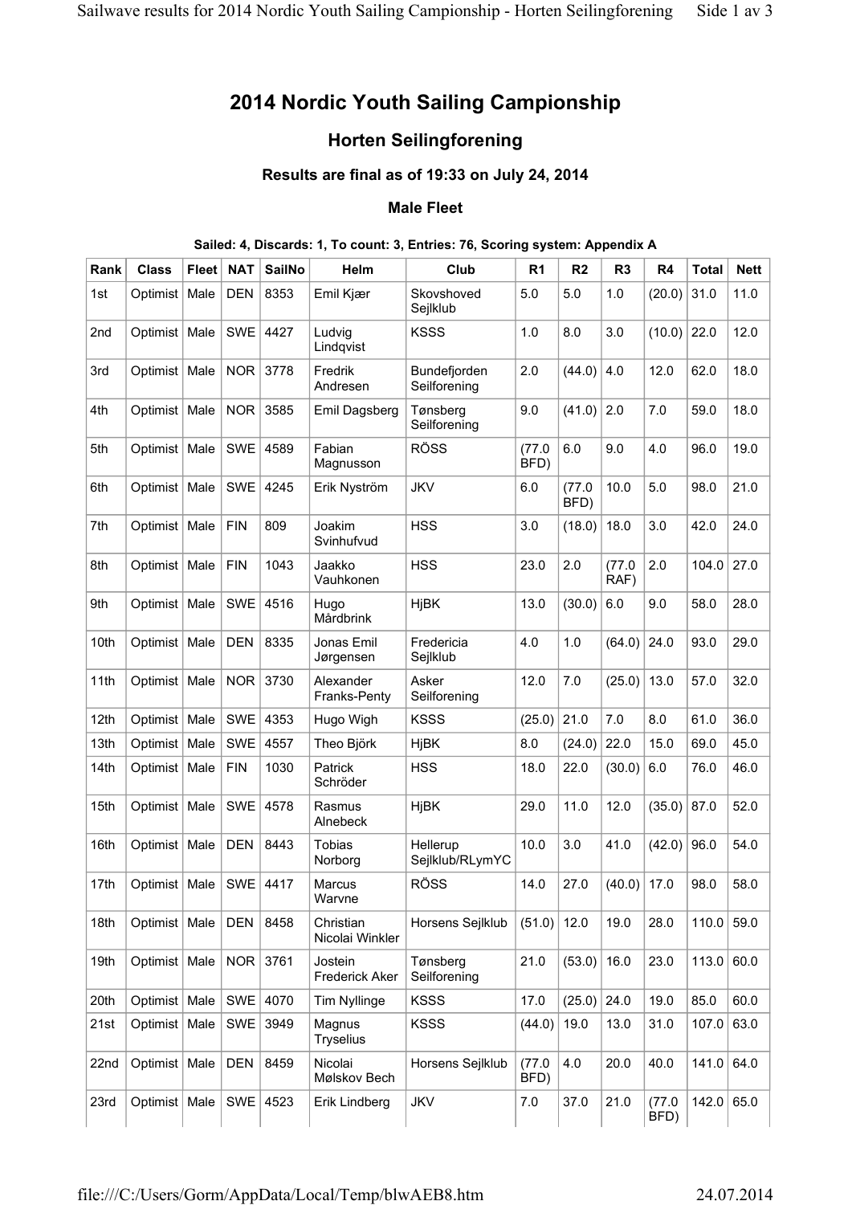# 2014 Nordic Youth Sailing Campionship

## Horten Seilingforening

### Results are final as of 19:33 on July 24, 2014

#### Male Fleet

**Sailed: 4, Discards: 1, To count: 3, Entries: 76, Scoring system: Appendix A**

| Rank | Class | Fleet | NAT | SailNo | Helm | Club | R1 | R2 | R3 | R4 | Total | Nett |
|---|---|---|---|---|---|---|---|---|---|---|---|---|
| 1st | Optimist | Male | DEN | 8353 | Emil Kjær | Skovshoved Sejlklub | 5.0 | 5.0 | 1.0 | (20.0) | 31.0 | 11.0 |
| 2nd | Optimist | Male | SWE | 4427 | Ludvig Lindqvist | KSSS | 1.0 | 8.0 | 3.0 | (10.0) | 22.0 | 12.0 |
| 3rd | Optimist | Male | NOR | 3778 | Fredrik Andresen | Bundefjorden Seilforening | 2.0 | (44.0) | 4.0 | 12.0 | 62.0 | 18.0 |
| 4th | Optimist | Male | NOR | 3585 | Emil Dagsberg | Tønsberg Seilforening | 9.0 | (41.0) | 2.0 | 7.0 | 59.0 | 18.0 |
| 5th | Optimist | Male | SWE | 4589 | Fabian Magnusson | RÖSS | (77.0 BFD) | 6.0 | 9.0 | 4.0 | 96.0 | 19.0 |
| 6th | Optimist | Male | SWE | 4245 | Erik Nyström | JKV | 6.0 | (77.0 BFD) | 10.0 | 5.0 | 98.0 | 21.0 |
| 7th | Optimist | Male | FIN | 809 | Joakim Svinhufvud | HSS | 3.0 | (18.0) | 18.0 | 3.0 | 42.0 | 24.0 |
| 8th | Optimist | Male | FIN | 1043 | Jaakko Vauhkonen | HSS | 23.0 | 2.0 | (77.0 RAF) | 2.0 | 104.0 | 27.0 |
| 9th | Optimist | Male | SWE | 4516 | Hugo Mårdbrink | HjBK | 13.0 | (30.0) | 6.0 | 9.0 | 58.0 | 28.0 |
| 10th | Optimist | Male | DEN | 8335 | Jonas Emil Jørgensen | Fredericia Sejlklub | 4.0 | 1.0 | (64.0) | 24.0 | 93.0 | 29.0 |
| 11th | Optimist | Male | NOR | 3730 | Alexander Franks-Penty | Asker Seilforening | 12.0 | 7.0 | (25.0) | 13.0 | 57.0 | 32.0 |
| 12th | Optimist | Male | SWE | 4353 | Hugo Wigh | KSSS | (25.0) | 21.0 | 7.0 | 8.0 | 61.0 | 36.0 |
| 13th | Optimist | Male | SWE | 4557 | Theo Björk | HjBK | 8.0 | (24.0) | 22.0 | 15.0 | 69.0 | 45.0 |
| 14th | Optimist | Male | FIN | 1030 | Patrick Schröder | HSS | 18.0 | 22.0 | (30.0) | 6.0 | 76.0 | 46.0 |
| 15th | Optimist | Male | SWE | 4578 | Rasmus Alnebeck | HjBK | 29.0 | 11.0 | 12.0 | (35.0) | 87.0 | 52.0 |
| 16th | Optimist | Male | DEN | 8443 | Tobias Norborg | Hellerup Sejlklub/RLymYC | 10.0 | 3.0 | 41.0 | (42.0) | 96.0 | 54.0 |
| 17th | Optimist | Male | SWE | 4417 | Marcus Warvne | RÖSS | 14.0 | 27.0 | (40.0) | 17.0 | 98.0 | 58.0 |
| 18th | Optimist | Male | DEN | 8458 | Christian Nicolai Winkler | Horsens Sejlklub | (51.0) | 12.0 | 19.0 | 28.0 | 110.0 | 59.0 |
| 19th | Optimist | Male | NOR | 3761 | Jostein Frederick Aker | Tønsberg Seilforening | 21.0 | (53.0) | 16.0 | 23.0 | 113.0 | 60.0 |
| 20th | Optimist | Male | SWE | 4070 | Tim Nyllinge | KSSS | 17.0 | (25.0) | 24.0 | 19.0 | 85.0 | 60.0 |
| 21st | Optimist | Male | SWE | 3949 | Magnus Tryselius | KSSS | (44.0) | 19.0 | 13.0 | 31.0 | 107.0 | 63.0 |
| 22nd | Optimist | Male | DEN | 8459 | Nicolai Mølskov Bech | Horsens Sejlklub | (77.0 BFD) | 4.0 | 20.0 | 40.0 | 141.0 | 64.0 |
| 23rd | Optimist | Male | SWE | 4523 | Erik Lindberg | JKV | 7.0 | 37.0 | 21.0 | (77.0 BFD) | 142.0 | 65.0 |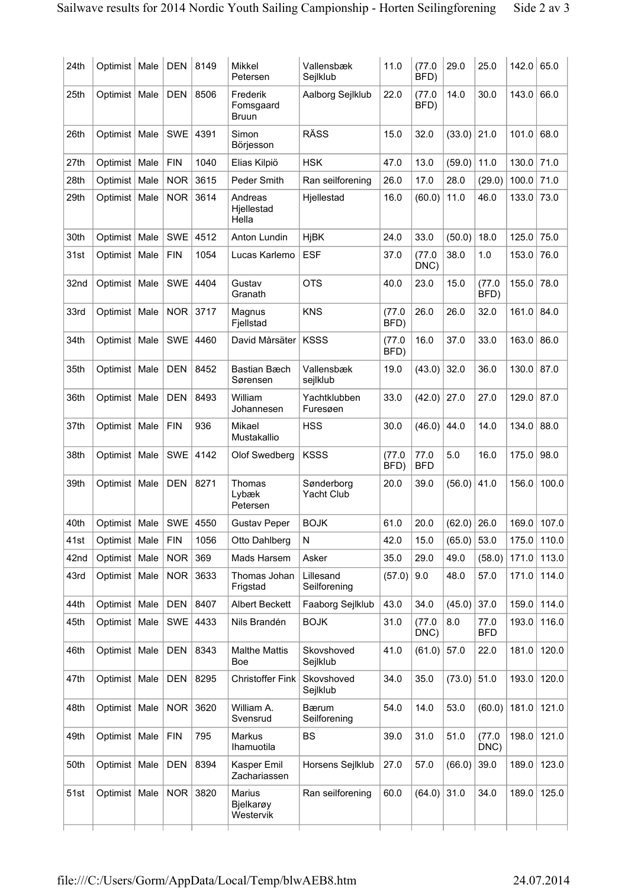| | | | | | | | | | | | | |
|---|---|---|---|---|---|---|---|---|---|---|---|---|
| 24th | Optimist | Male | DEN | 8149 | Mikkel Petersen | Vallensbæk Sejlklub | 11.0 | (77.0 BFD) | 29.0 | 25.0 | 142.0 | 65.0 |
| 25th | Optimist | Male | DEN | 8506 | Frederik Fomsgaard Bruun | Aalborg Sejlklub | 22.0 | (77.0 BFD) | 14.0 | 30.0 | 143.0 | 66.0 |
| 26th | Optimist | Male | SWE | 4391 | Simon Börjesson | RÄSS | 15.0 | 32.0 | (33.0) | 21.0 | 101.0 | 68.0 |
| 27th | Optimist | Male | FIN | 1040 | Elias Kilpiö | HSK | 47.0 | 13.0 | (59.0) | 11.0 | 130.0 | 71.0 |
| 28th | Optimist | Male | NOR | 3615 | Peder Smith | Ran seilforening | 26.0 | 17.0 | 28.0 | (29.0) | 100.0 | 71.0 |
| 29th | Optimist | Male | NOR | 3614 | Andreas Hjellestad Hella | Hjellestad | 16.0 | (60.0) | 11.0 | 46.0 | 133.0 | 73.0 |
| 30th | Optimist | Male | SWE | 4512 | Anton Lundin | HjBK | 24.0 | 33.0 | (50.0) | 18.0 | 125.0 | 75.0 |
| 31st | Optimist | Male | FIN | 1054 | Lucas Karlemo | ESF | 37.0 | (77.0 DNC) | 38.0 | 1.0 | 153.0 | 76.0 |
| 32nd | Optimist | Male | SWE | 4404 | Gustav Granath | OTS | 40.0 | 23.0 | 15.0 | (77.0 BFD) | 155.0 | 78.0 |
| 33rd | Optimist | Male | NOR | 3717 | Magnus Fjellstad | KNS | (77.0 BFD) | 26.0 | 26.0 | 32.0 | 161.0 | 84.0 |
| 34th | Optimist | Male | SWE | 4460 | David Mårsäter | KSSS | (77.0 BFD) | 16.0 | 37.0 | 33.0 | 163.0 | 86.0 |
| 35th | Optimist | Male | DEN | 8452 | Bastian Bæch Sørensen | Vallensbæk sejlklub | 19.0 | (43.0) | 32.0 | 36.0 | 130.0 | 87.0 |
| 36th | Optimist | Male | DEN | 8493 | William Johannesen | Yachtklubben Furesøen | 33.0 | (42.0) | 27.0 | 27.0 | 129.0 | 87.0 |
| 37th | Optimist | Male | FIN | 936 | Mikael Mustakallio | HSS | 30.0 | (46.0) | 44.0 | 14.0 | 134.0 | 88.0 |
| 38th | Optimist | Male | SWE | 4142 | Olof Swedberg | KSSS | (77.0 BFD) | 77.0 BFD | 5.0 | 16.0 | 175.0 | 98.0 |
| 39th | Optimist | Male | DEN | 8271 | Thomas Lybæk Petersen | Sønderborg Yacht Club | 20.0 | 39.0 | (56.0) | 41.0 | 156.0 | 100.0 |
| 40th | Optimist | Male | SWE | 4550 | Gustav Peper | BOJK | 61.0 | 20.0 | (62.0) | 26.0 | 169.0 | 107.0 |
| 41st | Optimist | Male | FIN | 1056 | Otto Dahlberg | N | 42.0 | 15.0 | (65.0) | 53.0 | 175.0 | 110.0 |
| 42nd | Optimist | Male | NOR | 369 | Mads Harsem | Asker | 35.0 | 29.0 | 49.0 | (58.0) | 171.0 | 113.0 |
| 43rd | Optimist | Male | NOR | 3633 | Thomas Johan Frigstad | Lillesand Seilforening | (57.0) | 9.0 | 48.0 | 57.0 | 171.0 | 114.0 |
| 44th | Optimist | Male | DEN | 8407 | Albert Beckett | Faaborg Sejlklub | 43.0 | 34.0 | (45.0) | 37.0 | 159.0 | 114.0 |
| 45th | Optimist | Male | SWE | 4433 | Nils Brandén | BOJK | 31.0 | (77.0 DNC) | 8.0 | 77.0 BFD | 193.0 | 116.0 |
| 46th | Optimist | Male | DEN | 8343 | Malthe Mattis Boe | Skovshoved Sejlklub | 41.0 | (61.0) | 57.0 | 22.0 | 181.0 | 120.0 |
| 47th | Optimist | Male | DEN | 8295 | Christoffer Fink | Skovshoved Sejlklub | 34.0 | 35.0 | (73.0) | 51.0 | 193.0 | 120.0 |
| 48th | Optimist | Male | NOR | 3620 | William A. Svensrud | Bærum Seilforening | 54.0 | 14.0 | 53.0 | (60.0) | 181.0 | 121.0 |
| 49th | Optimist | Male | FIN | 795 | Markus Ihamuotila | BS | 39.0 | 31.0 | 51.0 | (77.0 DNC) | 198.0 | 121.0 |
| 50th | Optimist | Male | DEN | 8394 | Kasper Emil Zachariassen | Horsens Sejlklub | 27.0 | 57.0 | (66.0) | 39.0 | 189.0 | 123.0 |
| 51st | Optimist | Male | NOR | 3820 | Marius Bjelkarøy Westervik | Ran seilforening | 60.0 | (64.0) | 31.0 | 34.0 | 189.0 | 125.0 |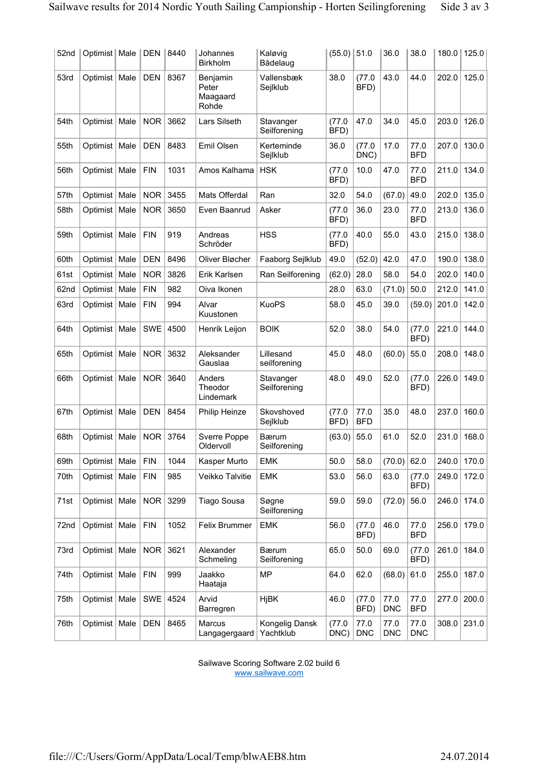| | | | | | | | | | | | | |
|---|---|---|---|---|---|---|---|---|---|---|---|---|
| 52nd | Optimist | Male | DEN | 8440 | Johannes Birkholm | Kaløvig Bådelaug | (55.0) | 51.0 | 36.0 | 38.0 | 180.0 | 125.0 |
| 53rd | Optimist | Male | DEN | 8367 | Benjamin Peter Maagaard Rohde | Vallensbæk Sejlklub | 38.0 | (77.0 BFD) | 43.0 | 44.0 | 202.0 | 125.0 |
| 54th | Optimist | Male | NOR | 3662 | Lars Silseth | Stavanger Seilforening | (77.0 BFD) | 47.0 | 34.0 | 45.0 | 203.0 | 126.0 |
| 55th | Optimist | Male | DEN | 8483 | Emil Olsen | Kerteminde Sejlklub | 36.0 | (77.0 DNC) | 17.0 | 77.0 BFD | 207.0 | 130.0 |
| 56th | Optimist | Male | FIN | 1031 | Amos Kalhama | HSK | (77.0 BFD) | 10.0 | 47.0 | 77.0 BFD | 211.0 | 134.0 |
| 57th | Optimist | Male | NOR | 3455 | Mats Offerdal | Ran | 32.0 | 54.0 | (67.0) | 49.0 | 202.0 | 135.0 |
| 58th | Optimist | Male | NOR | 3650 | Even Baanrud | Asker | (77.0 BFD) | 36.0 | 23.0 | 77.0 BFD | 213.0 | 136.0 |
| 59th | Optimist | Male | FIN | 919 | Andreas Schröder | HSS | (77.0 BFD) | 40.0 | 55.0 | 43.0 | 215.0 | 138.0 |
| 60th | Optimist | Male | DEN | 8496 | Oliver Bløcher | Faaborg Sejlklub | 49.0 | (52.0) | 42.0 | 47.0 | 190.0 | 138.0 |
| 61st | Optimist | Male | NOR | 3826 | Erik Karlsen | Ran Seilforening | (62.0) | 28.0 | 58.0 | 54.0 | 202.0 | 140.0 |
| 62nd | Optimist | Male | FIN | 982 | Oiva Ikonen | | 28.0 | 63.0 | (71.0) | 50.0 | 212.0 | 141.0 |
| 63rd | Optimist | Male | FIN | 994 | Alvar Kuustonen | KuoPS | 58.0 | 45.0 | 39.0 | (59.0) | 201.0 | 142.0 |
| 64th | Optimist | Male | SWE | 4500 | Henrik Leijon | BOIK | 52.0 | 38.0 | 54.0 | (77.0 BFD) | 221.0 | 144.0 |
| 65th | Optimist | Male | NOR | 3632 | Aleksander Gauslaa | Lillesand seilforening | 45.0 | 48.0 | (60.0) | 55.0 | 208.0 | 148.0 |
| 66th | Optimist | Male | NOR | 3640 | Anders Theodor Lindemark | Stavanger Seilforening | 48.0 | 49.0 | 52.0 | (77.0 BFD) | 226.0 | 149.0 |
| 67th | Optimist | Male | DEN | 8454 | Philip Heinze | Skovshoved Sejlklub | (77.0 BFD) | 77.0 BFD | 35.0 | 48.0 | 237.0 | 160.0 |
| 68th | Optimist | Male | NOR | 3764 | Sverre Poppe Oldervoll | Bærum Seilforening | (63.0) | 55.0 | 61.0 | 52.0 | 231.0 | 168.0 |
| 69th | Optimist | Male | FIN | 1044 | Kasper Murto | EMK | 50.0 | 58.0 | (70.0) | 62.0 | 240.0 | 170.0 |
| 70th | Optimist | Male | FIN | 985 | Veikko Talvitie | EMK | 53.0 | 56.0 | 63.0 | (77.0 BFD) | 249.0 | 172.0 |
| 71st | Optimist | Male | NOR | 3299 | Tiago Sousa | Søgne Seilforening | 59.0 | 59.0 | (72.0) | 56.0 | 246.0 | 174.0 |
| 72nd | Optimist | Male | FIN | 1052 | Felix Brummer | EMK | 56.0 | (77.0 BFD) | 46.0 | 77.0 BFD | 256.0 | 179.0 |
| 73rd | Optimist | Male | NOR | 3621 | Alexander Schmeling | Bærum Seilforening | 65.0 | 50.0 | 69.0 | (77.0 BFD) | 261.0 | 184.0 |
| 74th | Optimist | Male | FIN | 999 | Jaakko Haataja | MP | 64.0 | 62.0 | (68.0) | 61.0 | 255.0 | 187.0 |
| 75th | Optimist | Male | SWE | 4524 | Arvid Barregren | HjBK | 46.0 | (77.0 BFD) | 77.0 DNC | 77.0 BFD | 277.0 | 200.0 |
| 76th | Optimist | Male | DEN | 8465 | Marcus Langagergaard | Kongelig Dansk Yachtklub | (77.0 DNC) | 77.0 DNC | 77.0 DNC | 77.0 DNC | 308.0 | 231.0 |

Sailwave Scoring Software 2.02 build 6
www.sailwave.com